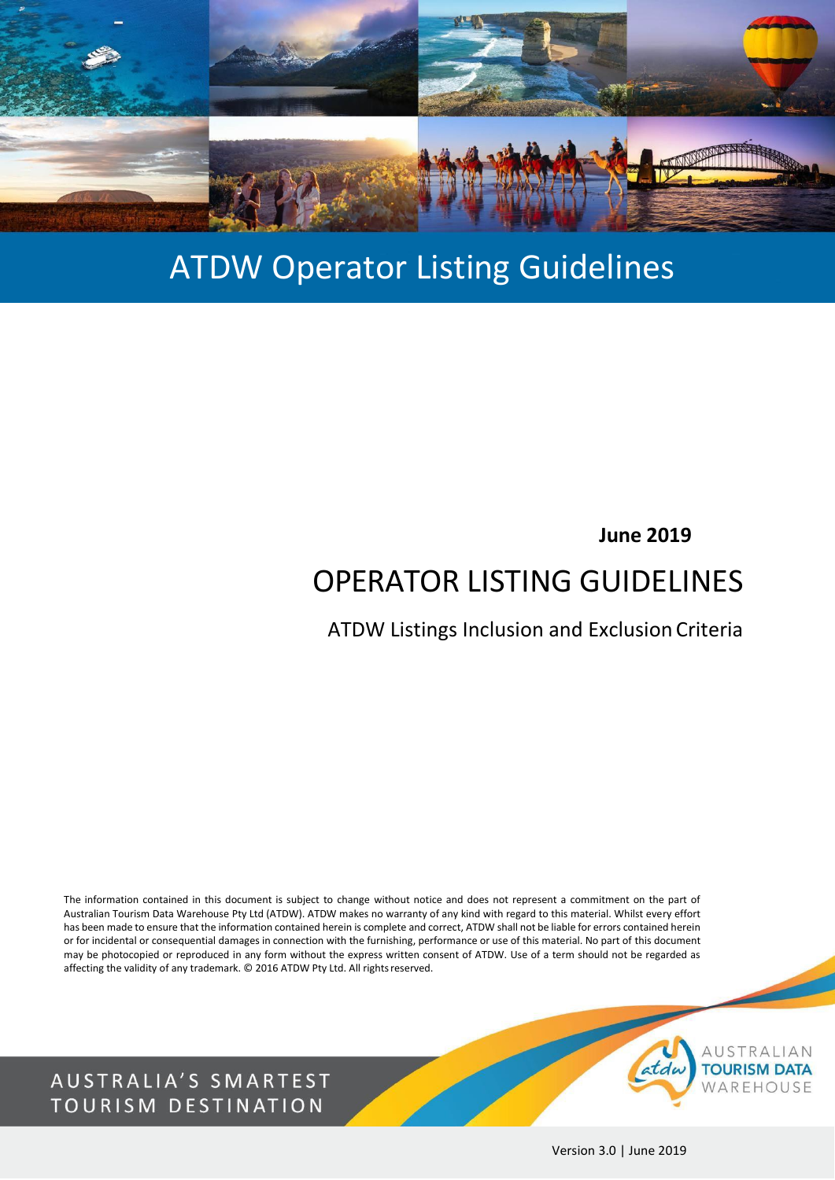# ATDW Operator Listing Guidelines

**June 2019**

## OPERATOR LISTING GUIDELINES

ATDW Listings Inclusion and Exclusion Criteria

The information contained in this document is subject to change without notice and does not represent a commitment on the part of Australian Tourism Data Warehouse Pty Ltd (ATDW). ATDW makes no warranty of any kind with regard to this material. Whilst every effort has been made to ensure that the information contained herein is complete and correct, ATDW shall not be liable for errors contained herein or for incidental or consequential damages in connection with the furnishing, performance or use of this material. No part of this document may be photocopied or reproduced in any form without the express written consent of ATDW. Use of a term should not be regarded as affecting the validity of any trademark. © 2016 ATDW Pty Ltd. All rights reserved.

AUSTRALIA'S SMARTEST TOURISM DESTINATION

AUSTRALIAN TOURISM DATA WAREHOUSE

Version 3.0 | June 2019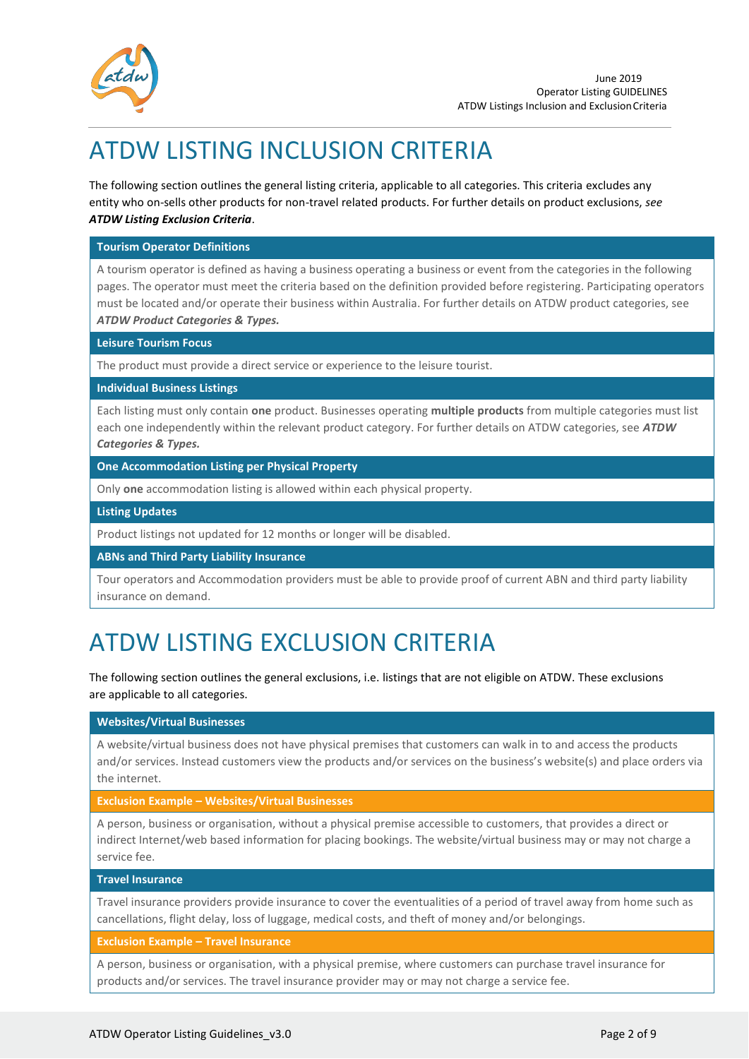# ATDW LISTING INCLUSION CRITERIA

The following section outlines the general listing criteria, applicable to all categories. This criteria excludes any entity who on-sells other products for non-travel related products. For further details on product exclusions, *see **ATDW Listing Exclusion Criteria***.

**Tourism Operator Definitions**

A tourism operator is defined as having a business operating a business or event from the categories in the following pages. The operator must meet the criteria based on the definition provided before registering. Participating operators must be located and/or operate their business within Australia. For further details on ATDW product categories, see ***ATDW Product Categories & Types.***

**Leisure Tourism Focus**

The product must provide a direct service or experience to the leisure tourist.

**Individual Business Listings**

Each listing must only contain **one** product. Businesses operating **multiple products** from multiple categories must list each one independently within the relevant product category. For further details on ATDW categories, see ***ATDW Categories & Types.***

**One Accommodation Listing per Physical Property**

Only **one** accommodation listing is allowed within each physical property.

**Listing Updates**

Product listings not updated for 12 months or longer will be disabled.

**ABNs and Third Party Liability Insurance**

Tour operators and Accommodation providers must be able to provide proof of current ABN and third party liability insurance on demand.

# ATDW LISTING EXCLUSION CRITERIA

The following section outlines the general exclusions, i.e. listings that are not eligible on ATDW. These exclusions are applicable to all categories.

**Websites/Virtual Businesses**

A website/virtual business does not have physical premises that customers can walk in to and access the products and/or services. Instead customers view the products and/or services on the business's website(s) and place orders via the internet.

**Exclusion Example – Websites/Virtual Businesses**

A person, business or organisation, without a physical premise accessible to customers, that provides a direct or indirect Internet/web based information for placing bookings. The website/virtual business may or may not charge a service fee.

**Travel Insurance**

Travel insurance providers provide insurance to cover the eventualities of a period of travel away from home such as cancellations, flight delay, loss of luggage, medical costs, and theft of money and/or belongings.

**Exclusion Example – Travel Insurance**

A person, business or organisation, with a physical premise, where customers can purchase travel insurance for products and/or services. The travel insurance provider may or may not charge a service fee.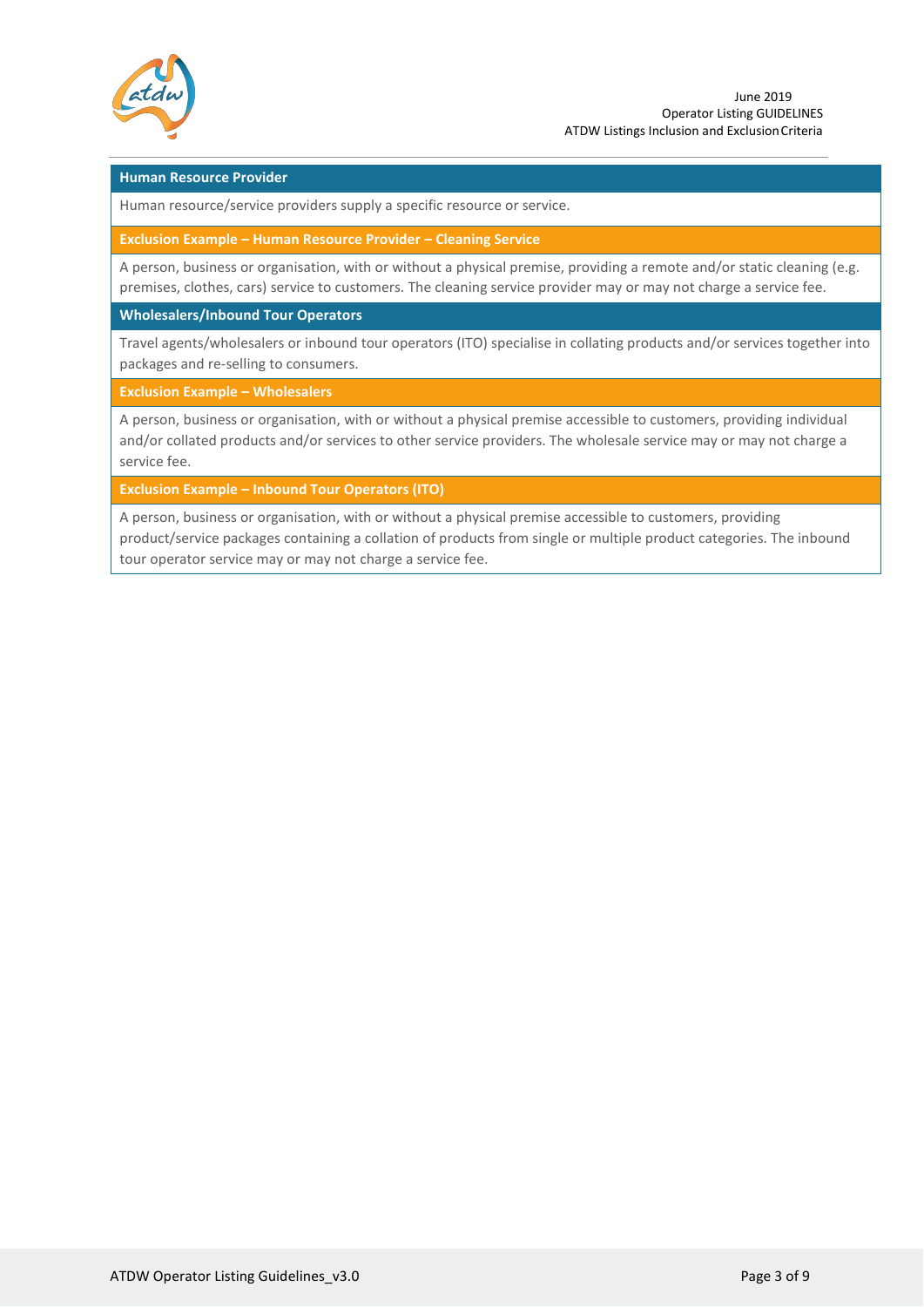### Human Resource Provider

Human resource/service providers supply a specific resource or service.

#### Exclusion Example – Human Resource Provider – Cleaning Service

A person, business or organisation, with or without a physical premise, providing a remote and/or static cleaning (e.g. premises, clothes, cars) service to customers. The cleaning service provider may or may not charge a service fee.

### Wholesalers/Inbound Tour Operators

Travel agents/wholesalers or inbound tour operators (ITO) specialise in collating products and/or services together into packages and re-selling to consumers.

#### Exclusion Example – Wholesalers

A person, business or organisation, with or without a physical premise accessible to customers, providing individual and/or collated products and/or services to other service providers. The wholesale service may or may not charge a service fee.

#### Exclusion Example – Inbound Tour Operators (ITO)

A person, business or organisation, with or without a physical premise accessible to customers, providing product/service packages containing a collation of products from single or multiple product categories. The inbound tour operator service may or may not charge a service fee.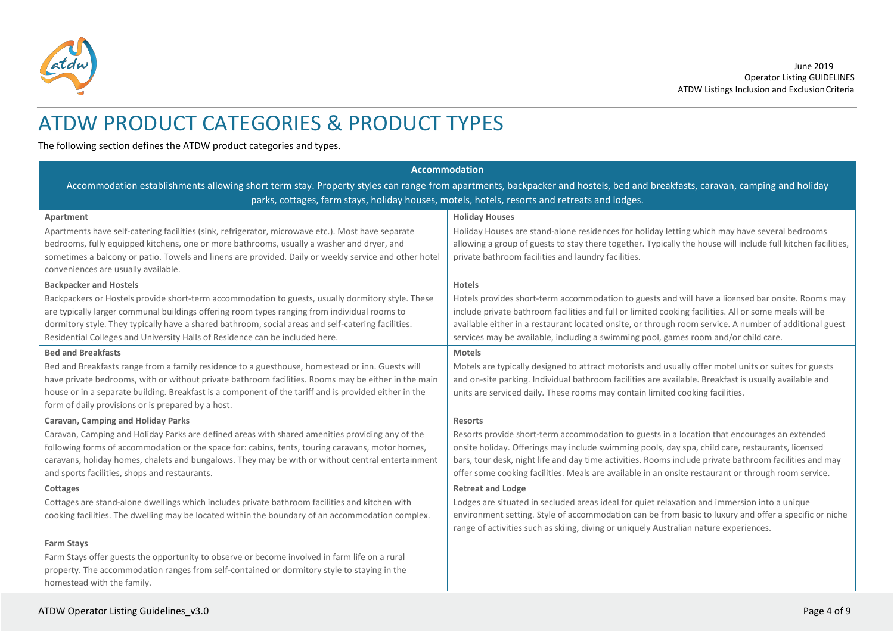# ATDW PRODUCT CATEGORIES & PRODUCT TYPES

The following section defines the ATDW product categories and types.

| Accommodation | |
|---|---|
| Accommodation establishments allowing short term stay. Property styles can range from apartments, backpacker and hostels, bed and breakfasts, caravan, camping and holiday parks, cottages, farm stays, holiday houses, motels, hotels, resorts and retreats and lodges. | |
| **Apartment**<br>Apartments have self-catering facilities (sink, refrigerator, microwave etc.). Most have separate bedrooms, fully equipped kitchens, one or more bathrooms, usually a washer and dryer, and sometimes a balcony or patio. Towels and linens are provided. Daily or weekly service and other hotel conveniences are usually available. | **Holiday Houses**<br>Holiday Houses are stand-alone residences for holiday letting which may have several bedrooms allowing a group of guests to stay there together. Typically the house will include full kitchen facilities, private bathroom facilities and laundry facilities. |
| **Backpacker and Hostels**<br>Backpackers or Hostels provide short-term accommodation to guests, usually dormitory style. These are typically larger communal buildings offering room types ranging from individual rooms to dormitory style. They typically have a shared bathroom, social areas and self-catering facilities. Residential Colleges and University Halls of Residence can be included here. | **Hotels**<br>Hotels provides short-term accommodation to guests and will have a licensed bar onsite. Rooms may include private bathroom facilities and full or limited cooking facilities. All or some meals will be available either in a restaurant located onsite, or through room service. A number of additional guest services may be available, including a swimming pool, games room and/or child care. |
| **Bed and Breakfasts**<br>Bed and Breakfasts range from a family residence to a guesthouse, homestead or inn. Guests will have private bedrooms, with or without private bathroom facilities. Rooms may be either in the main house or in a separate building. Breakfast is a component of the tariff and is provided either in the form of daily provisions or is prepared by a host. | **Motels**<br>Motels are typically designed to attract motorists and usually offer motel units or suites for guests and on-site parking. Individual bathroom facilities are available. Breakfast is usually available and units are serviced daily. These rooms may contain limited cooking facilities. |
| **Caravan, Camping and Holiday Parks**<br>Caravan, Camping and Holiday Parks are defined areas with shared amenities providing any of the following forms of accommodation or the space for: cabins, tents, touring caravans, motor homes, caravans, holiday homes, chalets and bungalows. They may be with or without central entertainment and sports facilities, shops and restaurants. | **Resorts**<br>Resorts provide short-term accommodation to guests in a location that encourages an extended onsite holiday. Offerings may include swimming pools, day spa, child care, restaurants, licensed bars, tour desk, night life and day time activities. Rooms include private bathroom facilities and may offer some cooking facilities. Meals are available in an onsite restaurant or through room service. |
| **Cottages**<br>Cottages are stand-alone dwellings which includes private bathroom facilities and kitchen with cooking facilities. The dwelling may be located within the boundary of an accommodation complex. | **Retreat and Lodge**<br>Lodges are situated in secluded areas ideal for quiet relaxation and immersion into a unique environment setting. Style of accommodation can be from basic to luxury and offer a specific or niche range of activities such as skiing, diving or uniquely Australian nature experiences. |
| **Farm Stays**<br>Farm Stays offer guests the opportunity to observe or become involved in farm life on a rural property. The accommodation ranges from self-contained or dormitory style to staying in the homestead with the family. | |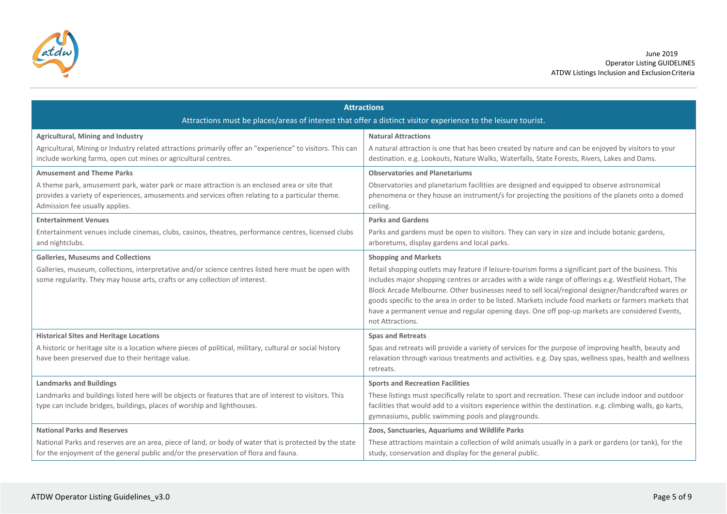## Attractions

Attractions must be places/areas of interest that offer a distinct visitor experience to the leisure tourist.

| | |
|---|---|
| **Agricultural, Mining and Industry**<br>Agricultural, Mining or Industry related attractions primarily offer an "experience" to visitors. This can include working farms, open cut mines or agricultural centres. | **Natural Attractions**<br>A natural attraction is one that has been created by nature and can be enjoyed by visitors to your destination. e.g. Lookouts, Nature Walks, Waterfalls, State Forests, Rivers, Lakes and Dams. |
| **Amusement and Theme Parks**<br>A theme park, amusement park, water park or maze attraction is an enclosed area or site that provides a variety of experiences, amusements and services often relating to a particular theme. Admission fee usually applies. | **Observatories and Planetariums**<br>Observatories and planetarium facilities are designed and equipped to observe astronomical phenomena or they house an instrument/s for projecting the positions of the planets onto a domed ceiling. |
| **Entertainment Venues**<br>Entertainment venues include cinemas, clubs, casinos, theatres, performance centres, licensed clubs and nightclubs. | **Parks and Gardens**<br>Parks and gardens must be open to visitors. They can vary in size and include botanic gardens, arboretums, display gardens and local parks. |
| **Galleries, Museums and Collections**<br>Galleries, museum, collections, interpretative and/or science centres listed here must be open with some regularity. They may house arts, crafts or any collection of interest. | **Shopping and Markets**<br>Retail shopping outlets may feature if leisure-tourism forms a significant part of the business. This includes major shopping centres or arcades with a wide range of offerings e.g. Westfield Hobart, The Block Arcade Melbourne. Other businesses need to sell local/regional designer/handcrafted wares or goods specific to the area in order to be listed. Markets include food markets or farmers markets that have a permanent venue and regular opening days. One off pop-up markets are considered Events, not Attractions. |
| **Historical Sites and Heritage Locations**<br>A historic or heritage site is a location where pieces of political, military, cultural or social history have been preserved due to their heritage value. | **Spas and Retreats**<br>Spas and retreats will provide a variety of services for the purpose of improving health, beauty and relaxation through various treatments and activities. e.g. Day spas, wellness spas, health and wellness retreats. |
| **Landmarks and Buildings**<br>Landmarks and buildings listed here will be objects or features that are of interest to visitors. This type can include bridges, buildings, places of worship and lighthouses. | **Sports and Recreation Facilities**<br>These listings must specifically relate to sport and recreation. These can include indoor and outdoor facilities that would add to a visitors experience within the destination. e.g. climbing walls, go karts, gymnasiums, public swimming pools and playgrounds. |
| **National Parks and Reserves**<br>National Parks and reserves are an area, piece of land, or body of water that is protected by the state for the enjoyment of the general public and/or the preservation of flora and fauna. | **Zoos, Sanctuaries, Aquariums and Wildlife Parks**<br>These attractions maintain a collection of wild animals usually in a park or gardens (or tank), for the study, conservation and display for the general public. |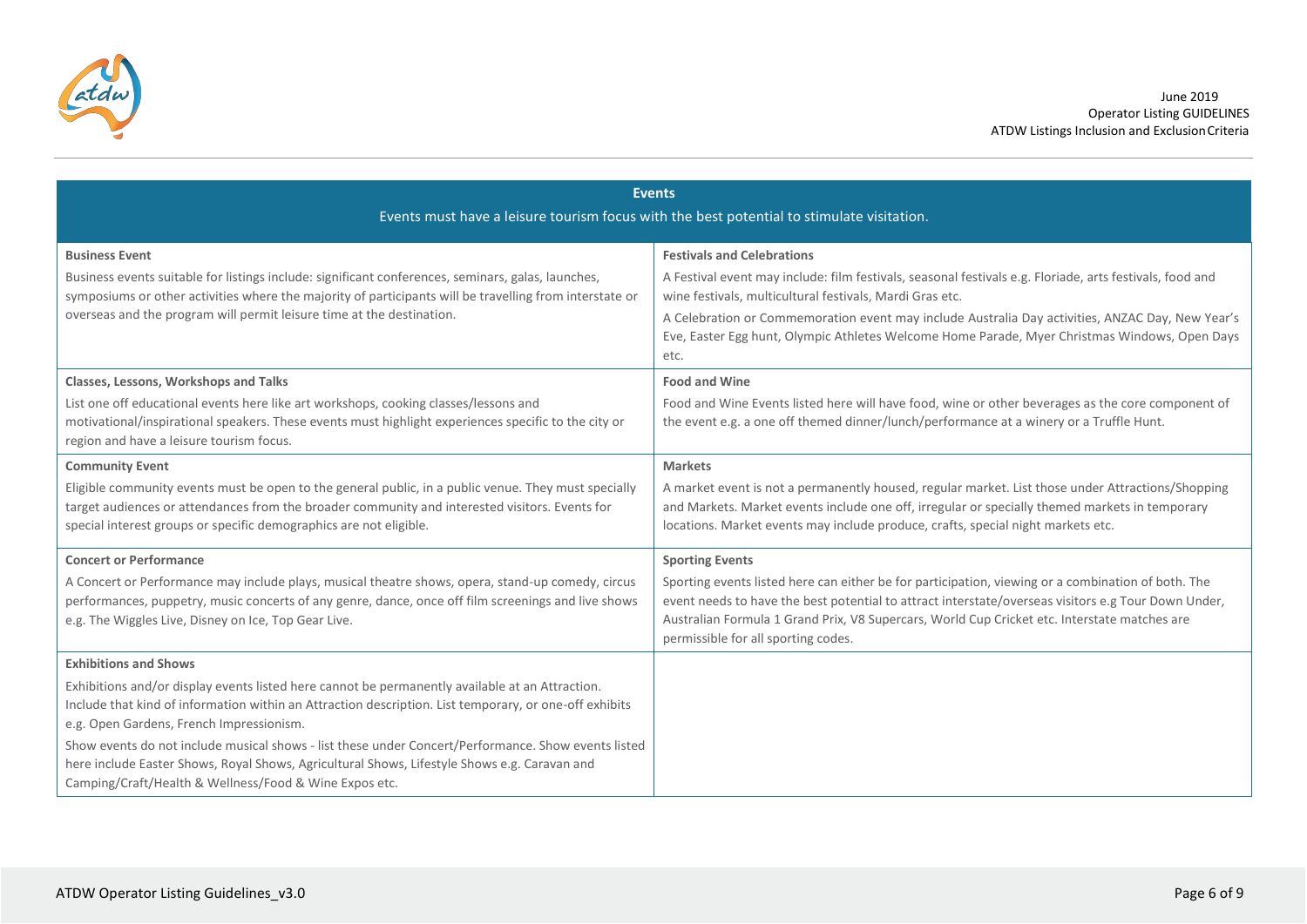## Events

Events must have a leisure tourism focus with the best potential to stimulate visitation.

| | |
|---|---|
| **Business Event**<br>Business events suitable for listings include: significant conferences, seminars, galas, launches, symposiums or other activities where the majority of participants will be travelling from interstate or overseas and the program will permit leisure time at the destination. | **Festivals and Celebrations**<br>A Festival event may include: film festivals, seasonal festivals e.g. Floriade, arts festivals, food and wine festivals, multicultural festivals, Mardi Gras etc.<br>A Celebration or Commemoration event may include Australia Day activities, ANZAC Day, New Year's Eve, Easter Egg hunt, Olympic Athletes Welcome Home Parade, Myer Christmas Windows, Open Days etc. |
| **Classes, Lessons, Workshops and Talks**<br>List one off educational events here like art workshops, cooking classes/lessons and motivational/inspirational speakers. These events must highlight experiences specific to the city or region and have a leisure tourism focus. | **Food and Wine**<br>Food and Wine Events listed here will have food, wine or other beverages as the core component of the event e.g. a one off themed dinner/lunch/performance at a winery or a Truffle Hunt. |
| **Community Event**<br>Eligible community events must be open to the general public, in a public venue. They must specially target audiences or attendances from the broader community and interested visitors. Events for special interest groups or specific demographics are not eligible. | **Markets**<br>A market event is not a permanently housed, regular market. List those under Attractions/Shopping and Markets. Market events include one off, irregular or specially themed markets in temporary locations. Market events may include produce, crafts, special night markets etc. |
| **Concert or Performance**<br>A Concert or Performance may include plays, musical theatre shows, opera, stand-up comedy, circus performances, puppetry, music concerts of any genre, dance, once off film screenings and live shows e.g. The Wiggles Live, Disney on Ice, Top Gear Live. | **Sporting Events**<br>Sporting events listed here can either be for participation, viewing or a combination of both. The event needs to have the best potential to attract interstate/overseas visitors e.g Tour Down Under, Australian Formula 1 Grand Prix, V8 Supercars, World Cup Cricket etc. Interstate matches are permissible for all sporting codes. |
| **Exhibitions and Shows**<br>Exhibitions and/or display events listed here cannot be permanently available at an Attraction. Include that kind of information within an Attraction description. List temporary, or one-off exhibits e.g. Open Gardens, French Impressionism.<br>Show events do not include musical shows - list these under Concert/Performance. Show events listed here include Easter Shows, Royal Shows, Agricultural Shows, Lifestyle Shows e.g. Caravan and Camping/Craft/Health & Wellness/Food & Wine Expos etc. | |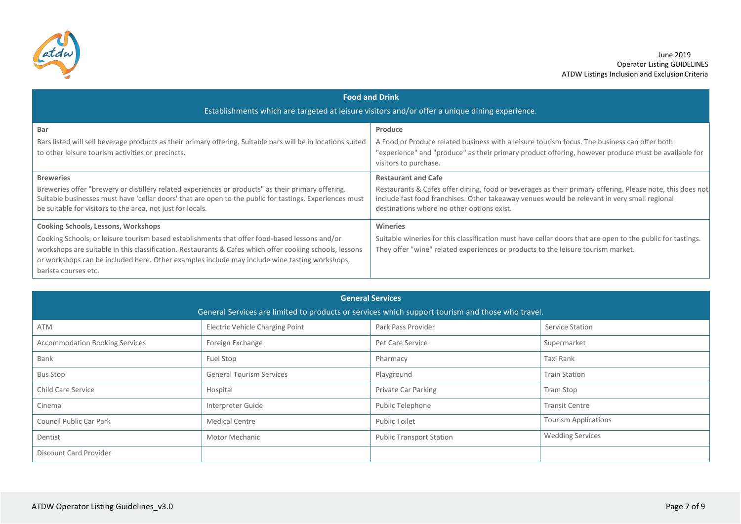## Food and Drink

Establishments which are targeted at leisure visitors and/or offer a unique dining experience.

| | |
|---|---|
| **Bar**<br>Bars listed will sell beverage products as their primary offering. Suitable bars will be in locations suited to other leisure tourism activities or precincts. | **Produce**<br>A Food or Produce related business with a leisure tourism focus. The business can offer both "experience" and "produce" as their primary product offering, however produce must be available for visitors to purchase. |
| **Breweries**<br>Breweries offer "brewery or distillery related experiences or products" as their primary offering. Suitable businesses must have 'cellar doors' that are open to the public for tastings. Experiences must be suitable for visitors to the area, not just for locals. | **Restaurant and Cafe**<br>Restaurants & Cafes offer dining, food or beverages as their primary offering. Please note, this does not include fast food franchises. Other takeaway venues would be relevant in very small regional destinations where no other options exist. |
| **Cooking Schools, Lessons, Workshops**<br>Cooking Schools, or leisure tourism based establishments that offer food-based lessons and/or workshops are suitable in this classification. Restaurants & Cafes which offer cooking schools, lessons or workshops can be included here. Other examples include may include wine tasting workshops, barista courses etc. | **Wineries**<br>Suitable wineries for this classification must have cellar doors that are open to the public for tastings. They offer "wine" related experiences or products to the leisure tourism market. |

## General Services

General Services are limited to products or services which support tourism and those who travel.

| | | | |
|---|---|---|---|
| ATM | Electric Vehicle Charging Point | Park Pass Provider | Service Station |
| Accommodation Booking Services | Foreign Exchange | Pet Care Service | Supermarket |
| Bank | Fuel Stop | Pharmacy | Taxi Rank |
| Bus Stop | General Tourism Services | Playground | Train Station |
| Child Care Service | Hospital | Private Car Parking | Tram Stop |
| Cinema | Interpreter Guide | Public Telephone | Transit Centre |
| Council Public Car Park | Medical Centre | Public Toilet | Tourism Applications |
| Dentist | Motor Mechanic | Public Transport Station | Wedding Services |
| Discount Card Provider | | | |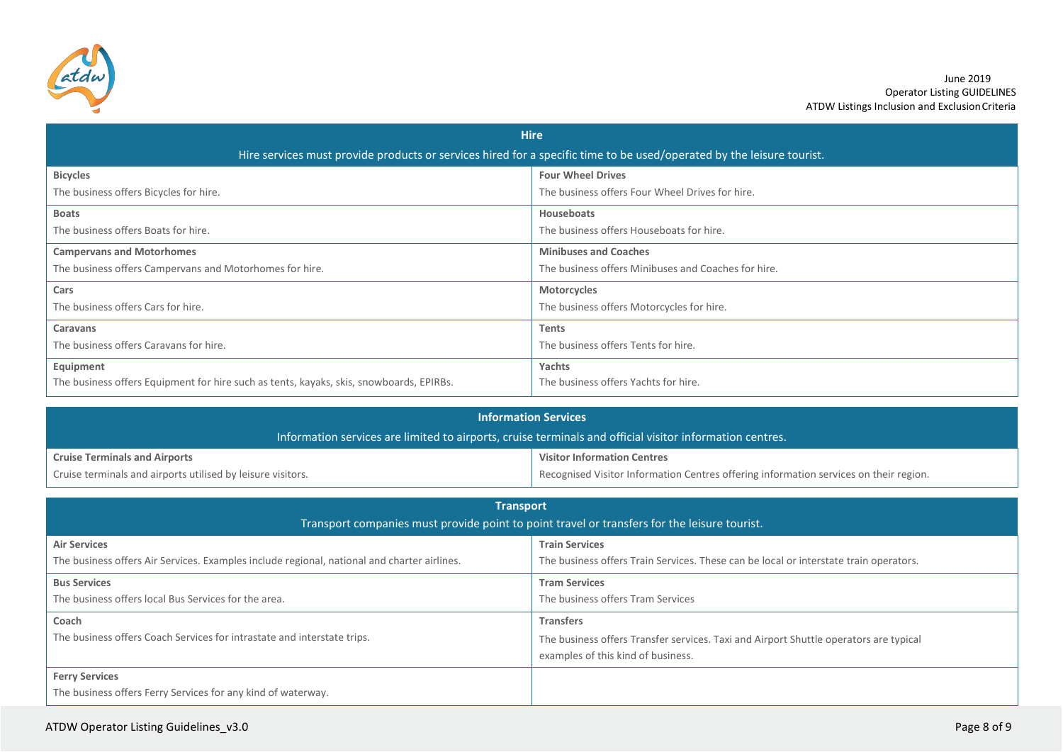## Hire

Hire services must provide products or services hired for a specific time to be used/operated by the leisure tourist.

| | |
|---|---|
| **Bicycles**<br>The business offers Bicycles for hire. | **Four Wheel Drives**<br>The business offers Four Wheel Drives for hire. |
| **Boats**<br>The business offers Boats for hire. | **Houseboats**<br>The business offers Houseboats for hire. |
| **Campervans and Motorhomes**<br>The business offers Campervans and Motorhomes for hire. | **Minibuses and Coaches**<br>The business offers Minibuses and Coaches for hire. |
| **Cars**<br>The business offers Cars for hire. | **Motorcycles**<br>The business offers Motorcycles for hire. |
| **Caravans**<br>The business offers Caravans for hire. | **Tents**<br>The business offers Tents for hire. |
| **Equipment**<br>The business offers Equipment for hire such as tents, kayaks, skis, snowboards, EPIRBs. | **Yachts**<br>The business offers Yachts for hire. |

## Information Services

Information services are limited to airports, cruise terminals and official visitor information centres.

| | |
|---|---|
| **Cruise Terminals and Airports**<br>Cruise terminals and airports utilised by leisure visitors. | **Visitor Information Centres**<br>Recognised Visitor Information Centres offering information services on their region. |

## Transport

Transport companies must provide point to point travel or transfers for the leisure tourist.

| | |
|---|---|
| **Air Services**<br>The business offers Air Services. Examples include regional, national and charter airlines. | **Train Services**<br>The business offers Train Services. These can be local or interstate train operators. |
| **Bus Services**<br>The business offers local Bus Services for the area. | **Tram Services**<br>The business offers Tram Services |
| **Coach**<br>The business offers Coach Services for intrastate and interstate trips. | **Transfers**<br>The business offers Transfer services. Taxi and Airport Shuttle operators are typical examples of this kind of business. |
| **Ferry Services**<br>The business offers Ferry Services for any kind of waterway. | |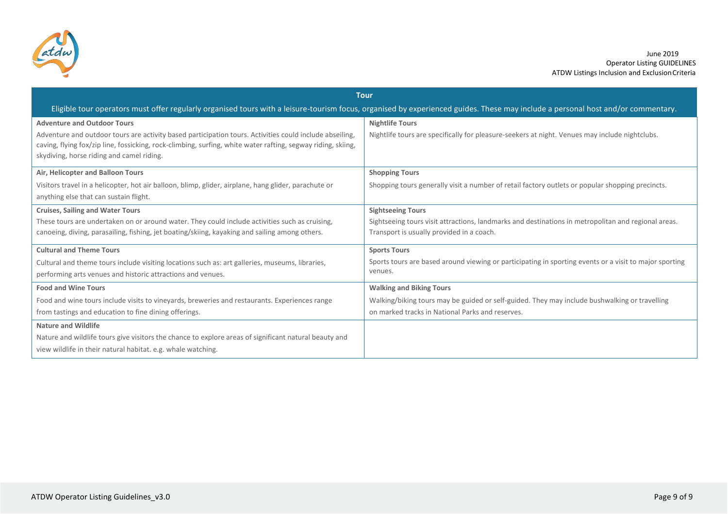| Tour | |
|---|---|
| Eligible tour operators must offer regularly organised tours with a leisure-tourism focus, organised by experienced guides. These may include a personal host and/or commentary. | |
| **Adventure and Outdoor Tours**<br>Adventure and outdoor tours are activity based participation tours. Activities could include abseiling, caving, flying fox/zip line, fossicking, rock-climbing, surfing, white water rafting, segway riding, skiing, skydiving, horse riding and camel riding. | **Nightlife Tours**<br>Nightlife tours are specifically for pleasure-seekers at night. Venues may include nightclubs. |
| **Air, Helicopter and Balloon Tours**<br>Visitors travel in a helicopter, hot air balloon, blimp, glider, airplane, hang glider, parachute or anything else that can sustain flight. | **Shopping Tours**<br>Shopping tours generally visit a number of retail factory outlets or popular shopping precincts. |
| **Cruises, Sailing and Water Tours**<br>These tours are undertaken on or around water. They could include activities such as cruising, canoeing, diving, parasailing, fishing, jet boating/skiing, kayaking and sailing among others. | **Sightseeing Tours**<br>Sightseeing tours visit attractions, landmarks and destinations in metropolitan and regional areas. Transport is usually provided in a coach. |
| **Cultural and Theme Tours**<br>Cultural and theme tours include visiting locations such as: art galleries, museums, libraries, performing arts venues and historic attractions and venues. | **Sports Tours**<br>Sports tours are based around viewing or participating in sporting events or a visit to major sporting venues. |
| **Food and Wine Tours**<br>Food and wine tours include visits to vineyards, breweries and restaurants. Experiences range from tastings and education to fine dining offerings. | **Walking and Biking Tours**<br>Walking/biking tours may be guided or self-guided. They may include bushwalking or travelling on marked tracks in National Parks and reserves. |
| **Nature and Wildlife**<br>Nature and wildlife tours give visitors the chance to explore areas of significant natural beauty and view wildlife in their natural habitat. e.g. whale watching. | |